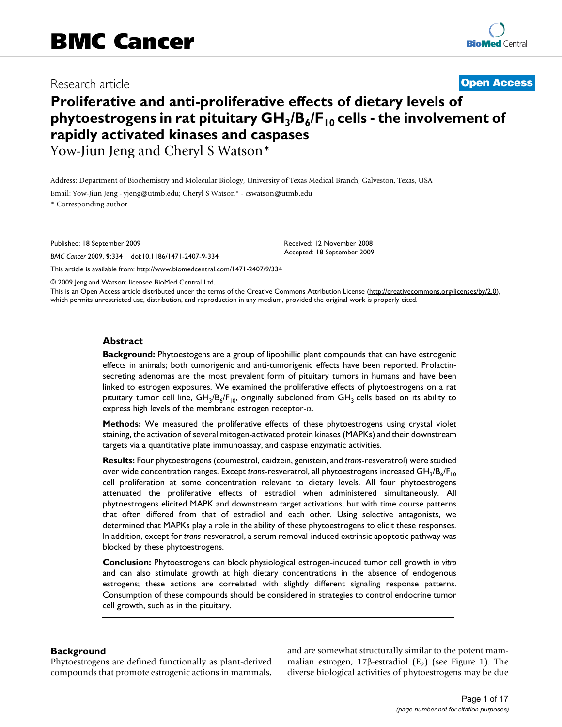Research article

**Open Access**

# Proliferative and anti-proliferative effects of dietary levels of phytoestrogens in rat pituitary $GH_3/B_6/F_{10}$ cells - the involvement of rapidly activated kinases and caspases

Yow-Jiun Jeng and Cheryl S Watson*

Address: Department of Biochemistry and Molecular Biology, University of Texas Medical Branch, Galveston, Texas, USA

Email: Yow-Jiun Jeng - yjeng@utmb.edu; Cheryl S Watson* - cswatson@utmb.edu

* Corresponding author

Published: 18 September 2009

*BMC Cancer* 2009, **9**:334 doi:10.1186/1471-2407-9-334

Received: 12 November 2008
Accepted: 18 September 2009

This article is available from: http://www.biomedcentral.com/1471-2407/9/334

© 2009 Jeng and Watson; licensee BioMed Central Ltd.
This is an Open Access article distributed under the terms of the Creative Commons Attribution License (http://creativecommons.org/licenses/by/2.0), which permits unrestricted use, distribution, and reproduction in any medium, provided the original work is properly cited.

## Abstract

**Background:** Phytoestogens are a group of lipophillic plant compounds that can have estrogenic effects in animals; both tumorigenic and anti-tumorigenic effects have been reported. Prolactin-secreting adenomas are the most prevalent form of pituitary tumors in humans and have been linked to estrogen exposures. We examined the proliferative effects of phytoestrogens on a rat pituitary tumor cell line, $GH_3/B_6/F_{10}$, originally subcloned from $GH_3$ cells based on its ability to express high levels of the membrane estrogen receptor-$\alpha$.

**Methods:** We measured the proliferative effects of these phytoestrogens using crystal violet staining, the activation of several mitogen-activated protein kinases (MAPKs) and their downstream targets via a quantitative plate immunoassay, and caspase enzymatic activities.

**Results:** Four phytoestrogens (coumestrol, daidzein, genistein, and *trans*-resveratrol) were studied over wide concentration ranges. Except *trans*-resveratrol, all phytoestrogens increased $GH_3/B_6/F_{10}$ cell proliferation at some concentration relevant to dietary levels. All four phytoestrogens attenuated the proliferative effects of estradiol when administered simultaneously. All phytoestrogens elicited MAPK and downstream target activations, but with time course patterns that often differed from that of estradiol and each other. Using selective antagonists, we determined that MAPKs play a role in the ability of these phytoestrogens to elicit these responses. In addition, except for *trans*-resveratrol, a serum removal-induced extrinsic apoptotic pathway was blocked by these phytoestrogens.

**Conclusion:** Phytoestrogens can block physiological estrogen-induced tumor cell growth *in vitro* and can also stimulate growth at high dietary concentrations in the absence of endogenous estrogens; these actions are correlated with slightly different signaling response patterns. Consumption of these compounds should be considered in strategies to control endocrine tumor cell growth, such as in the pituitary.

## Background

Phytoestrogens are defined functionally as plant-derived compounds that promote estrogenic actions in mammals, and are somewhat structurally similar to the potent mammalian estrogen, 17β-estradiol ($E_2$) (see Figure 1). The diverse biological activities of phytoestrogens may be due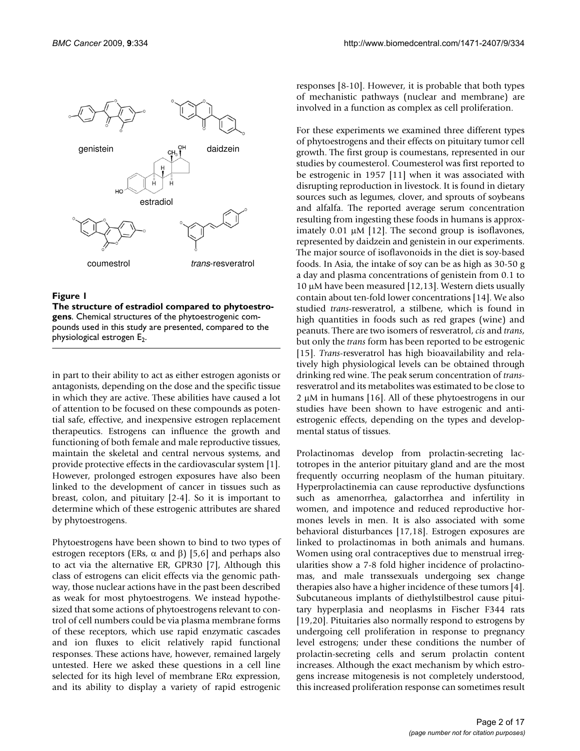**Figure 1**

**The structure of estradiol compared to phytoestrogens.** Chemical structures of the phytoestrogenic compounds used in this study are presented, compared to the physiological estrogen $E_2$.

in part to their ability to act as either estrogen agonists or antagonists, depending on the dose and the specific tissue in which they are active. These abilities have caused a lot of attention to be focused on these compounds as potential safe, effective, and inexpensive estrogen replacement therapeutics. Estrogens can influence the growth and functioning of both female and male reproductive tissues, maintain the skeletal and central nervous systems, and provide protective effects in the cardiovascular system [1]. However, prolonged estrogen exposures have also been linked to the development of cancer in tissues such as breast, colon, and pituitary [2-4]. So it is important to determine which of these estrogenic attributes are shared by phytoestrogens.

Phytoestrogens have been shown to bind to two types of estrogen receptors (ERs, α and β) [5,6] and perhaps also to act via the alternative ER, GPR30 [7], Although this class of estrogens can elicit effects via the genomic pathway, those nuclear actions have in the past been described as weak for most phytoestrogens. We instead hypothesized that some actions of phytoestrogens relevant to control of cell numbers could be via plasma membrane forms of these receptors, which use rapid enzymatic cascades and ion fluxes to elicit relatively rapid functional responses. These actions have, however, remained largely untested. Here we asked these questions in a cell line selected for its high level of membrane ERα expression, and its ability to display a variety of rapid estrogenic responses [8-10]. However, it is probable that both types of mechanistic pathways (nuclear and membrane) are involved in a function as complex as cell proliferation.

For these experiments we examined three different types of phytoestrogens and their effects on pituitary tumor cell growth. The first group is coumestans, represented in our studies by coumesterol. Coumesterol was first reported to be estrogenic in 1957 [11] when it was associated with disrupting reproduction in livestock. It is found in dietary sources such as legumes, clover, and sprouts of soybeans and alfalfa. The reported average serum concentration resulting from ingesting these foods in humans is approximately 0.01 μM [12]. The second group is isoflavones, represented by daidzein and genistein in our experiments. The major source of isoflavonoids in the diet is soy-based foods. In Asia, the intake of soy can be as high as 30-50 g a day and plasma concentrations of genistein from 0.1 to 10 μM have been measured [12,13]. Western diets usually contain about ten-fold lower concentrations [14]. We also studied *trans*-resveratrol, a stilbene, which is found in high quantities in foods such as red grapes (wine) and peanuts. There are two isomers of resveratrol, *cis* and *trans*, but only the *trans* form has been reported to be estrogenic [15]. *Trans*-resveratrol has high bioavailability and relatively high physiological levels can be obtained through drinking red wine. The peak serum concentration of *trans*-resveratrol and its metabolites was estimated to be close to 2 μM in humans [16]. All of these phytoestrogens in our studies have been shown to have estrogenic and anti-estrogenic effects, depending on the types and developmental status of tissues.

Prolactinomas develop from prolactin-secreting lactotropes in the anterior pituitary gland and are the most frequently occurring neoplasm of the human pituitary. Hyperprolactinemia can cause reproductive dysfunctions such as amenorrhea, galactorrhea and infertility in women, and impotence and reduced reproductive hormones levels in men. It is also associated with some behavioral disturbances [17,18]. Estrogen exposures are linked to prolactinomas in both animals and humans. Women using oral contraceptives due to menstrual irregularities show a 7-8 fold higher incidence of prolactinomas, and male transsexuals undergoing sex change therapies also have a higher incidence of these tumors [4]. Subcutaneous implants of diethylstilbestrol cause pituitary hyperplasia and neoplasms in Fischer F344 rats [19,20]. Pituitaries also normally respond to estrogens by undergoing cell proliferation in response to pregnancy level estrogens; under these conditions the number of prolactin-secreting cells and serum prolactin content increases. Although the exact mechanism by which estrogens increase mitogenesis is not completely understood, this increased proliferation response can sometimes result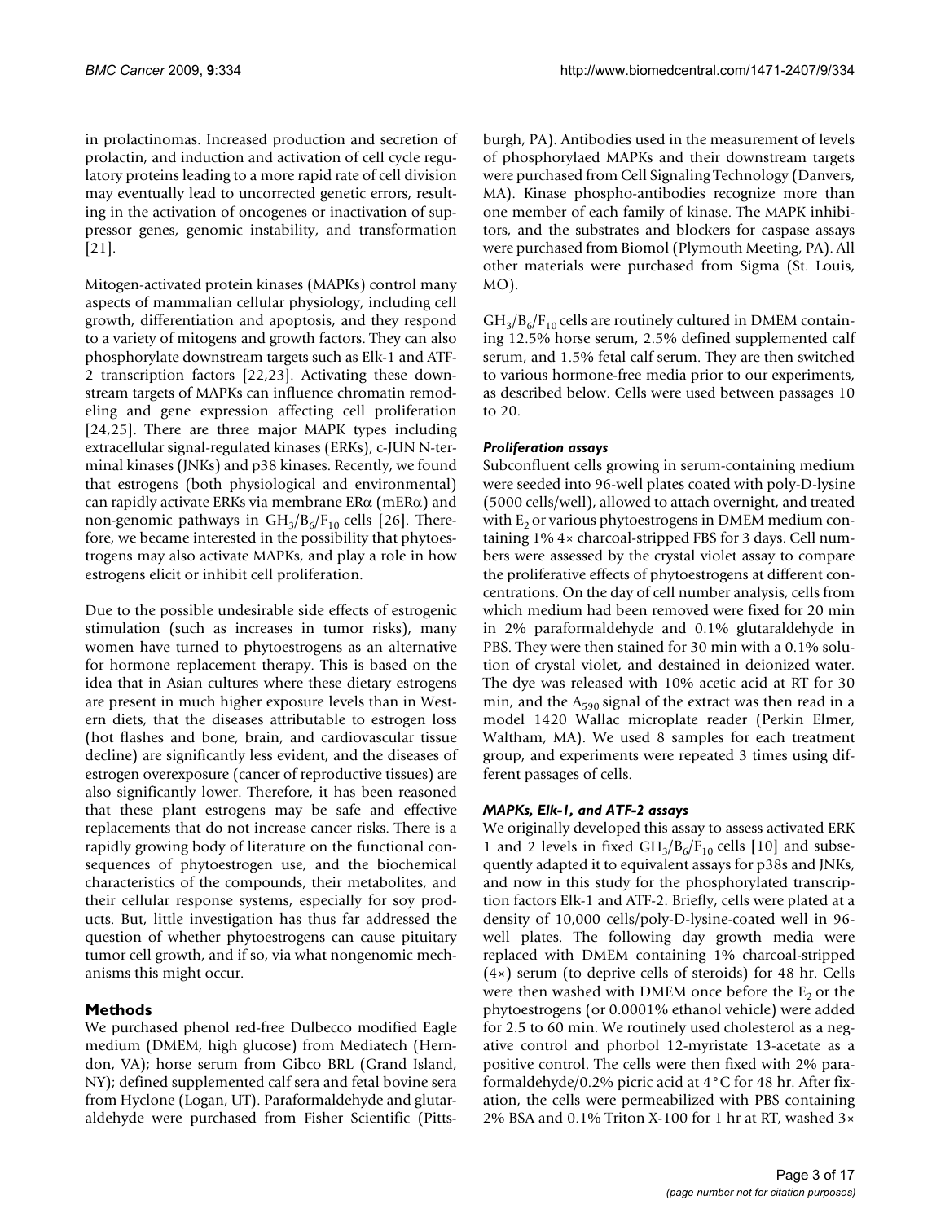in prolactinomas. Increased production and secretion of prolactin, and induction and activation of cell cycle regulatory proteins leading to a more rapid rate of cell division may eventually lead to uncorrected genetic errors, resulting in the activation of oncogenes or inactivation of suppressor genes, genomic instability, and transformation [21].

Mitogen-activated protein kinases (MAPKs) control many aspects of mammalian cellular physiology, including cell growth, differentiation and apoptosis, and they respond to a variety of mitogens and growth factors. They can also phosphorylate downstream targets such as Elk-1 and ATF-2 transcription factors [22,23]. Activating these downstream targets of MAPKs can influence chromatin remodeling and gene expression affecting cell proliferation [24,25]. There are three major MAPK types including extracellular signal-regulated kinases (ERKs), c-JUN N-terminal kinases (JNKs) and p38 kinases. Recently, we found that estrogens (both physiological and environmental) can rapidly activate ERKs via membrane ERα (mERα) and non-genomic pathways in $GH_3/B_6/F_{10}$ cells [26]. Therefore, we became interested in the possibility that phytoestrogens may also activate MAPKs, and play a role in how estrogens elicit or inhibit cell proliferation.

Due to the possible undesirable side effects of estrogenic stimulation (such as increases in tumor risks), many women have turned to phytoestrogens as an alternative for hormone replacement therapy. This is based on the idea that in Asian cultures where these dietary estrogens are present in much higher exposure levels than in Western diets, that the diseases attributable to estrogen loss (hot flashes and bone, brain, and cardiovascular tissue decline) are significantly less evident, and the diseases of estrogen overexposure (cancer of reproductive tissues) are also significantly lower. Therefore, it has been reasoned that these plant estrogens may be safe and effective replacements that do not increase cancer risks. There is a rapidly growing body of literature on the functional consequences of phytoestrogen use, and the biochemical characteristics of the compounds, their metabolites, and their cellular response systems, especially for soy products. But, little investigation has thus far addressed the question of whether phytoestrogens can cause pituitary tumor cell growth, and if so, via what nongenomic mechanisms this might occur.

## Methods

We purchased phenol red-free Dulbecco modified Eagle medium (DMEM, high glucose) from Mediatech (Herndon, VA); horse serum from Gibco BRL (Grand Island, NY); defined supplemented calf sera and fetal bovine sera from Hyclone (Logan, UT). Paraformaldehyde and glutaraldehyde were purchased from Fisher Scientific (Pittsburgh, PA). Antibodies used in the measurement of levels of phosphorylaed MAPKs and their downstream targets were purchased from Cell Signaling Technology (Danvers, MA). Kinase phospho-antibodies recognize more than one member of each family of kinase. The MAPK inhibitors, and the substrates and blockers for caspase assays were purchased from Biomol (Plymouth Meeting, PA). All other materials were purchased from Sigma (St. Louis, MO).

$GH_3/B_6/F_{10}$ cells are routinely cultured in DMEM containing 12.5% horse serum, 2.5% defined supplemented calf serum, and 1.5% fetal calf serum. They are then switched to various hormone-free media prior to our experiments, as described below. Cells were used between passages 10 to 20.

### *Proliferation assays*

Subconfluent cells growing in serum-containing medium were seeded into 96-well plates coated with poly-D-lysine (5000 cells/well), allowed to attach overnight, and treated with $E_2$ or various phytoestrogens in DMEM medium containing 1% 4× charcoal-stripped FBS for 3 days. Cell numbers were assessed by the crystal violet assay to compare the proliferative effects of phytoestrogens at different concentrations. On the day of cell number analysis, cells from which medium had been removed were fixed for 20 min in 2% paraformaldehyde and 0.1% glutaraldehyde in PBS. They were then stained for 30 min with a 0.1% solution of crystal violet, and destained in deionized water. The dye was released with 10% acetic acid at RT for 30 min, and the $A_{590}$ signal of the extract was then read in a model 1420 Wallac microplate reader (Perkin Elmer, Waltham, MA). We used 8 samples for each treatment group, and experiments were repeated 3 times using different passages of cells.

### *MAPKs, Elk-1, and ATF-2 assays*

We originally developed this assay to assess activated ERK 1 and 2 levels in fixed $GH_3/B_6/F_{10}$ cells [10] and subsequently adapted it to equivalent assays for p38s and JNKs, and now in this study for the phosphorylated transcription factors Elk-1 and ATF-2. Briefly, cells were plated at a density of 10,000 cells/poly-D-lysine-coated well in 96-well plates. The following day growth media were replaced with DMEM containing 1% charcoal-stripped (4×) serum (to deprive cells of steroids) for 48 hr. Cells were then washed with DMEM once before the $E_2$ or the phytoestrogens (or 0.0001% ethanol vehicle) were added for 2.5 to 60 min. We routinely used cholesterol as a negative control and phorbol 12-myristate 13-acetate as a positive control. The cells were then fixed with 2% paraformaldehyde/0.2% picric acid at 4°C for 48 hr. After fixation, the cells were permeabilized with PBS containing 2% BSA and 0.1% Triton X-100 for 1 hr at RT, washed 3×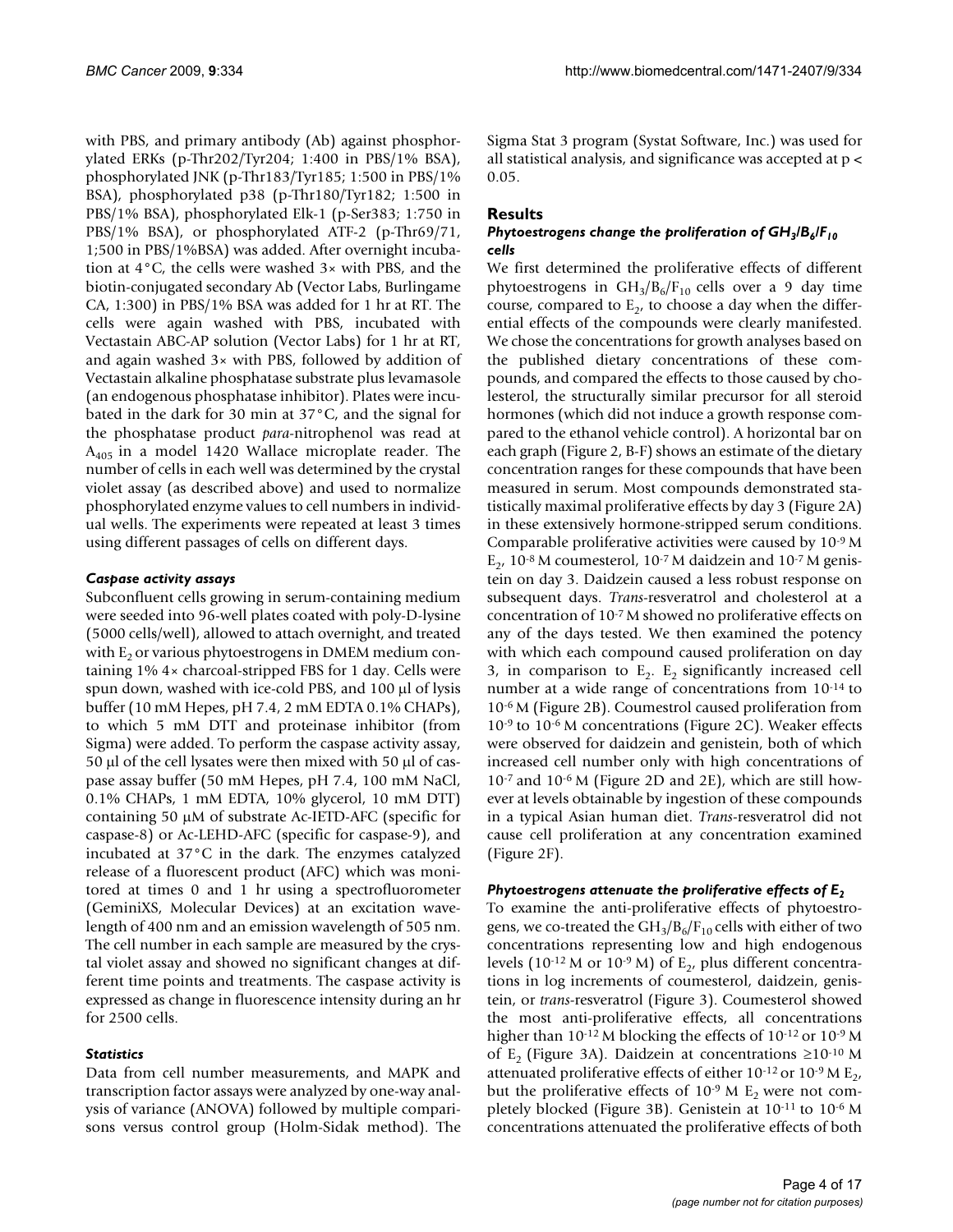with PBS, and primary antibody (Ab) against phosphorylated ERKs (p-Thr202/Tyr204; 1:400 in PBS/1% BSA), phosphorylated JNK (p-Thr183/Tyr185; 1:500 in PBS/1% BSA), phosphorylated p38 (p-Thr180/Tyr182; 1:500 in PBS/1% BSA), phosphorylated Elk-1 (p-Ser383; 1:750 in PBS/1% BSA), or phosphorylated ATF-2 (p-Thr69/71, 1;500 in PBS/1%BSA) was added. After overnight incubation at 4°C, the cells were washed 3× with PBS, and the biotin-conjugated secondary Ab (Vector Labs, Burlingame CA, 1:300) in PBS/1% BSA was added for 1 hr at RT. The cells were again washed with PBS, incubated with Vectastain ABC-AP solution (Vector Labs) for 1 hr at RT, and again washed 3× with PBS, followed by addition of Vectastain alkaline phosphatase substrate plus levamasole (an endogenous phosphatase inhibitor). Plates were incubated in the dark for 30 min at 37°C, and the signal for the phosphatase product *para*-nitrophenol was read at $A_{405}$ in a model 1420 Wallace microplate reader. The number of cells in each well was determined by the crystal violet assay (as described above) and used to normalize phosphorylated enzyme values to cell numbers in individual wells. The experiments were repeated at least 3 times using different passages of cells on different days.

### *Caspase activity assays*

Subconfluent cells growing in serum-containing medium were seeded into 96-well plates coated with poly-D-lysine (5000 cells/well), allowed to attach overnight, and treated with $E_2$ or various phytoestrogens in DMEM medium containing 1% 4× charcoal-stripped FBS for 1 day. Cells were spun down, washed with ice-cold PBS, and 100 μl of lysis buffer (10 mM Hepes, pH 7.4, 2 mM EDTA 0.1% CHAPs), to which 5 mM DTT and proteinase inhibitor (from Sigma) were added. To perform the caspase activity assay, 50 μl of the cell lysates were then mixed with 50 μl of caspase assay buffer (50 mM Hepes, pH 7.4, 100 mM NaCl, 0.1% CHAPs, 1 mM EDTA, 10% glycerol, 10 mM DTT) containing 50 μM of substrate Ac-IETD-AFC (specific for caspase-8) or Ac-LEHD-AFC (specific for caspase-9), and incubated at 37°C in the dark. The enzymes catalyzed release of a fluorescent product (AFC) which was monitored at times 0 and 1 hr using a spectrofluorometer (GeminiXS, Molecular Devices) at an excitation wavelength of 400 nm and an emission wavelength of 505 nm. The cell number in each sample are measured by the crystal violet assay and showed no significant changes at different time points and treatments. The caspase activity is expressed as change in fluorescence intensity during an hr for 2500 cells.

### *Statistics*

Data from cell number measurements, and MAPK and transcription factor assays were analyzed by one-way analysis of variance (ANOVA) followed by multiple comparisons versus control group (Holm-Sidak method). The Sigma Stat 3 program (Systat Software, Inc.) was used for all statistical analysis, and significance was accepted at $p < 0.05$.

## Results

### *Phytoestrogens change the proliferation of $GH_3/B_6/F_{10}$ cells*

We first determined the proliferative effects of different phytoestrogens in $GH_3/B_6/F_{10}$ cells over a 9 day time course, compared to $E_2$, to choose a day when the differential effects of the compounds were clearly manifested. We chose the concentrations for growth analyses based on the published dietary concentrations of these compounds, and compared the effects to those caused by cholesterol, the structurally similar precursor for all steroid hormones (which did not induce a growth response compared to the ethanol vehicle control). A horizontal bar on each graph (Figure 2, B-F) shows an estimate of the dietary concentration ranges for these compounds that have been measured in serum. Most compounds demonstrated statistically maximal proliferative effects by day 3 (Figure 2A) in these extensively hormone-stripped serum conditions. Comparable proliferative activities were caused by $10^{-9}$ M $E_2$, $10^{-8}$ M coumesterol, $10^{-7}$ M daidzein and $10^{-7}$ M genistein on day 3. Daidzein caused a less robust response on subsequent days. *Trans*-resveratrol and cholesterol at a concentration of $10^{-7}$ M showed no proliferative effects on any of the days tested. We then examined the potency with which each compound caused proliferation on day 3, in comparison to $E_2$. $E_2$ significantly increased cell number at a wide range of concentrations from $10^{-14}$ to $10^{-6}$ M (Figure 2B). Coumestrol caused proliferation from $10^{-9}$ to $10^{-6}$ M concentrations (Figure 2C). Weaker effects were observed for daidzein and genistein, both of which increased cell number only with high concentrations of $10^{-7}$ and $10^{-6}$ M (Figure 2D and 2E), which are still however at levels obtainable by ingestion of these compounds in a typical Asian human diet. *Trans*-resveratrol did not cause cell proliferation at any concentration examined (Figure 2F).

### *Phytoestrogens attenuate the proliferative effects of $E_2$*

To examine the anti-proliferative effects of phytoestrogens, we co-treated the $GH_3/B_6/F_{10}$ cells with either of two concentrations representing low and high endogenous levels ($10^{-12}$ M or $10^{-9}$ M) of $E_2$, plus different concentrations in log increments of coumesterol, daidzein, genistein, or *trans*-resveratrol (Figure 3). Coumesterol showed the most anti-proliferative effects, all concentrations higher than $10^{-12}$ M blocking the effects of $10^{-12}$ or $10^{-9}$ M of $E_2$ (Figure 3A). Daidzein at concentrations $\geq 10^{-10}$ M attenuated proliferative effects of either $10^{-12}$ or $10^{-9}$ M $E_2$, but the proliferative effects of $10^{-9}$ M $E_2$ were not completely blocked (Figure 3B). Genistein at $10^{-11}$ to $10^{-6}$ M concentrations attenuated the proliferative effects of both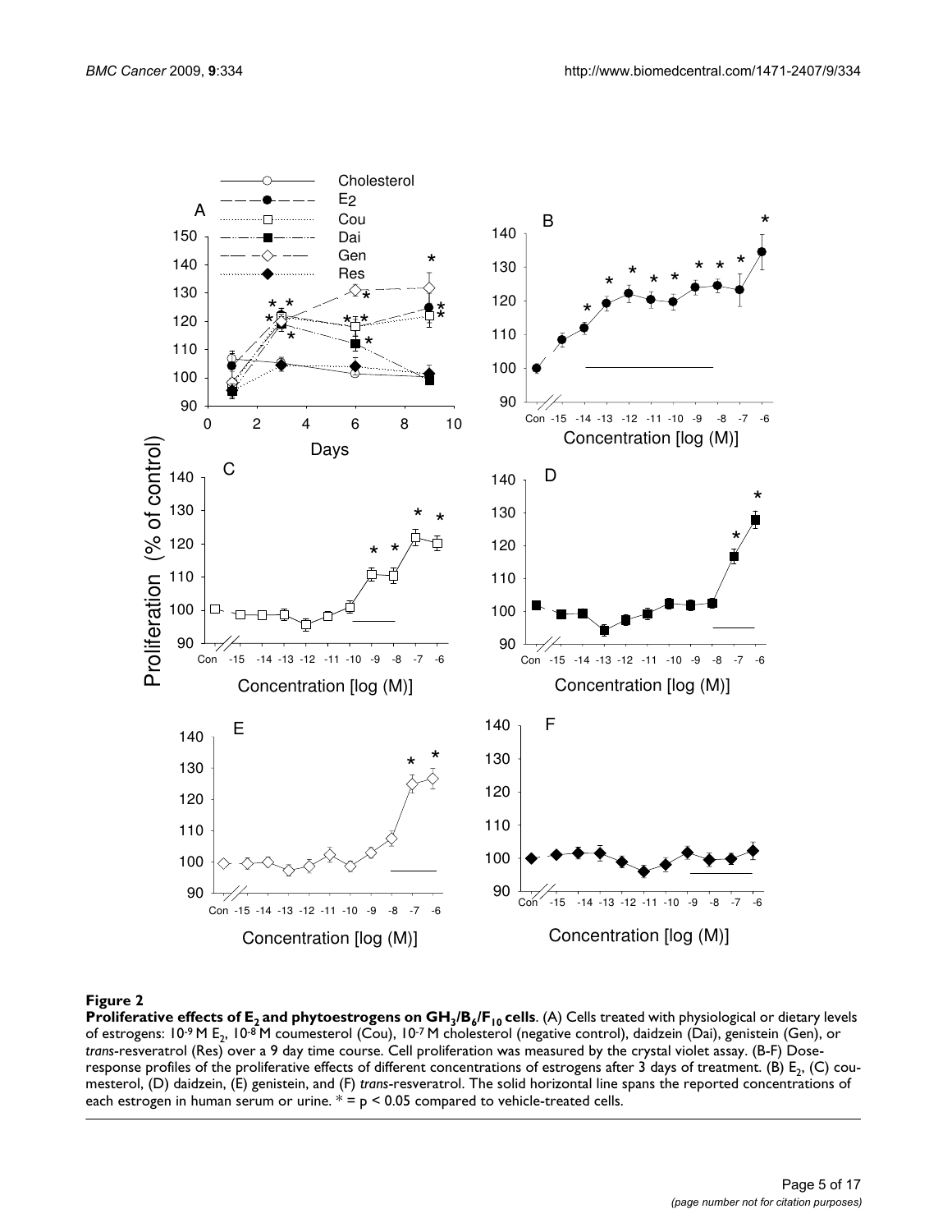**Figure 2**

**Proliferative effects of $E_2$ and phytoestrogens on $GH_3/B_6/F_{10}$ cells**. (A) Cells treated with physiological or dietary levels of estrogens: $10^{-9}$ M $E_2$, $10^{-8}$ M coumesterol (Cou), $10^{-7}$ M cholesterol (negative control), daidzein (Dai), genistein (Gen), or *trans*-resveratrol (Res) over a 9 day time course. Cell proliferation was measured by the crystal violet assay. (B-F) Dose-response profiles of the proliferative effects of different concentrations of estrogens after 3 days of treatment. (B) $E_2$, (C) coumesterol, (D) daidzein, (E) genistein, and (F) *trans*-resveratrol. The solid horizontal line spans the reported concentrations of each estrogen in human serum or urine. * = $p < 0.05$ compared to vehicle-treated cells.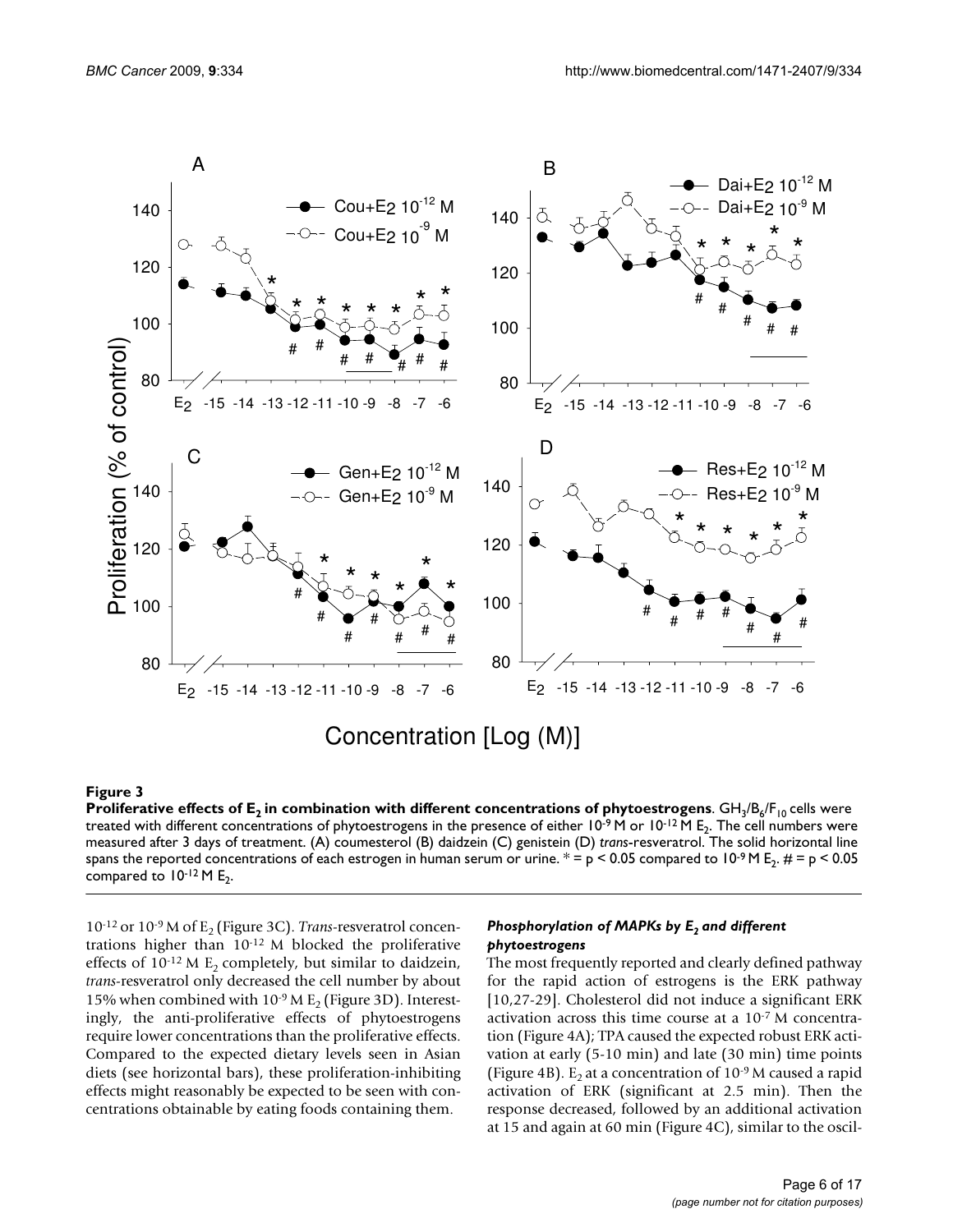**Figure 3**

**Proliferative effects of $E_2$ in combination with different concentrations of phytoestrogens**. $GH_3/B_6/F_{10}$ cells were treated with different concentrations of phytoestrogens in the presence of either $10^{-9}$ M or $10^{-12}$ M $E_2$. The cell numbers were measured after 3 days of treatment. (A) coumesterol (B) daidzein (C) genistein (D) *trans*-resveratrol. The solid horizontal line spans the reported concentrations of each estrogen in human serum or urine. * = $p < 0.05$ compared to $10^{-9}$ M $E_2$. # = $p < 0.05$ compared to $10^{-12}$ M $E_2$.

$10^{-12}$ or $10^{-9}$ M of $E_2$ (Figure 3C). *Trans*-resveratrol concentrations higher than $10^{-12}$ M blocked the proliferative effects of $10^{-12}$ M $E_2$ completely, but similar to daidzein, *trans*-resveratrol only decreased the cell number by about 15% when combined with $10^{-9}$ M $E_2$ (Figure 3D). Interestingly, the anti-proliferative effects of phytoestrogens require lower concentrations than the proliferative effects. Compared to the expected dietary levels seen in Asian diets (see horizontal bars), these proliferation-inhibiting effects might reasonably be expected to be seen with concentrations obtainable by eating foods containing them.

### *Phosphorylation of MAPKs by $E_2$ and different phytoestrogens*

The most frequently reported and clearly defined pathway for the rapid action of estrogens is the ERK pathway [10,27-29]. Cholesterol did not induce a significant ERK activation across this time course at a $10^{-7}$ M concentration (Figure 4A); TPA caused the expected robust ERK activation at early (5-10 min) and late (30 min) time points (Figure 4B). $E_2$ at a concentration of $10^{-9}$ M caused a rapid activation of ERK (significant at 2.5 min). Then the response decreased, followed by an additional activation at 15 and again at 60 min (Figure 4C), similar to the oscil-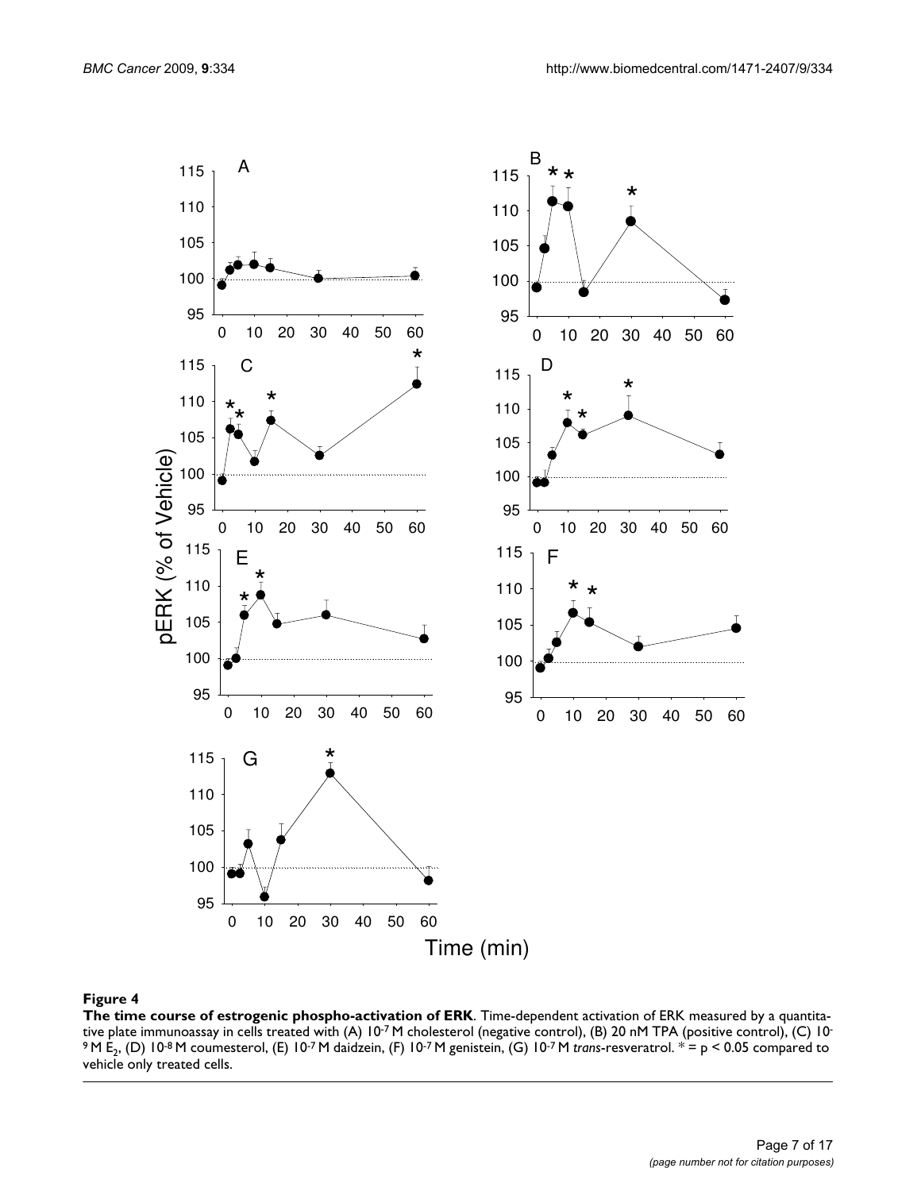**Figure 4**

**The time course of estrogenic phospho-activation of ERK**. Time-dependent activation of ERK measured by a quantitative plate immunoassay in cells treated with (A) $10^{-7}$ M cholesterol (negative control), (B) 20 nM TPA (positive control), (C) $10^{-9}$ M $E_2$, (D) $10^{-8}$ M coumesterol, (E) $10^{-7}$ M daidzein, (F) $10^{-7}$ M genistein, (G) $10^{-7}$ M *trans*-resveratrol. * = $p < 0.05$ compared to vehicle only treated cells.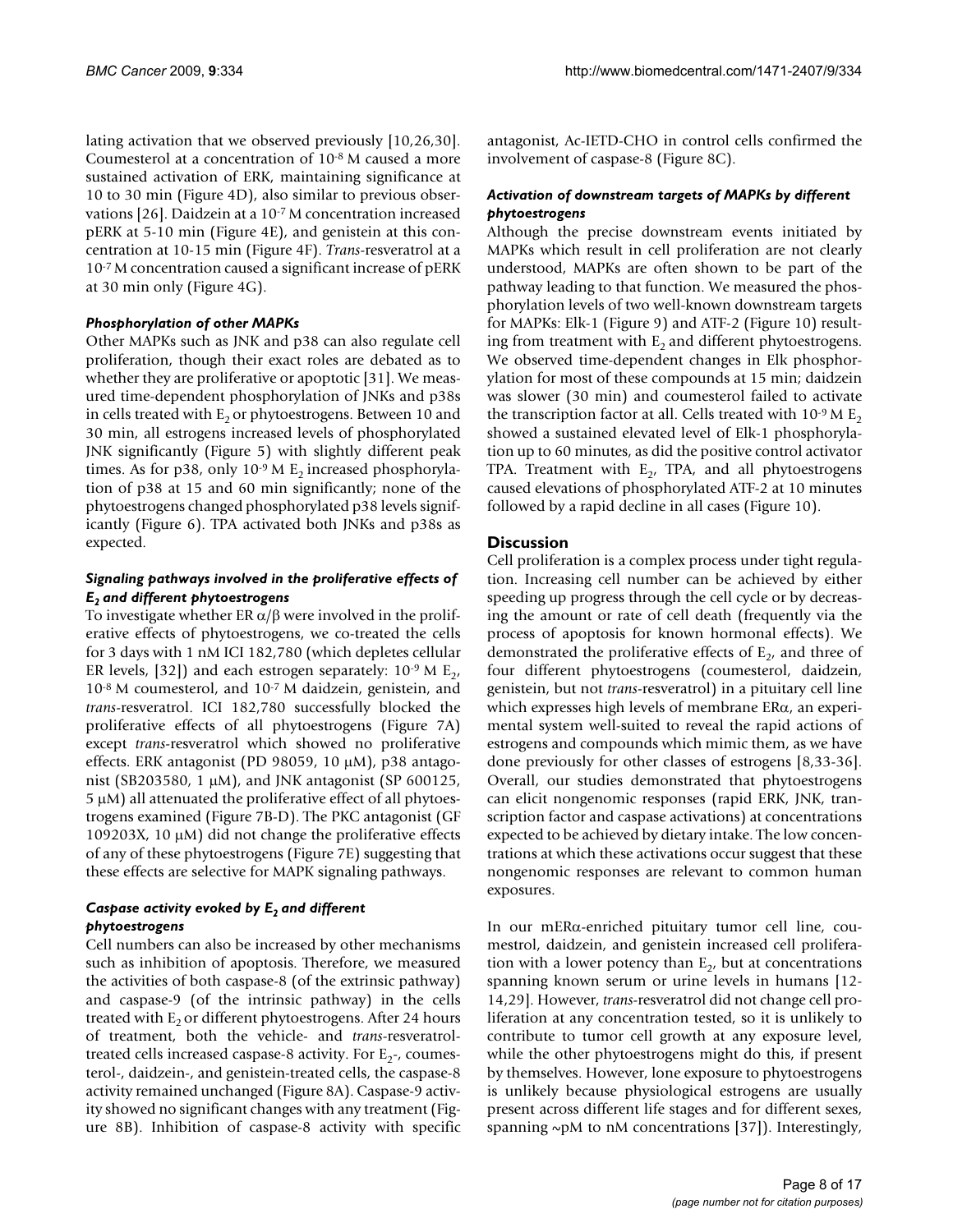lating activation that we observed previously [10,26,30]. Coumesterol at a concentration of $10^{-8}$ M caused a more sustained activation of ERK, maintaining significance at 10 to 30 min (Figure 4D), also similar to previous observations [26]. Daidzein at a $10^{-7}$ M concentration increased pERK at 5-10 min (Figure 4E), and genistein at this concentration at 10-15 min (Figure 4F). *Trans*-resveratrol at a $10^{-7}$ M concentration caused a significant increase of pERK at 30 min only (Figure 4G).

### *Phosphorylation of other MAPKs*

Other MAPKs such as JNK and p38 can also regulate cell proliferation, though their exact roles are debated as to whether they are proliferative or apoptotic [31]. We measured time-dependent phosphorylation of JNKs and p38s in cells treated with $E_2$ or phytoestrogens. Between 10 and 30 min, all estrogens increased levels of phosphorylated JNK significantly (Figure 5) with slightly different peak times. As for p38, only $10^{-9}$ M $E_2$ increased phosphorylation of p38 at 15 and 60 min significantly; none of the phytoestrogens changed phosphorylated p38 levels significantly (Figure 6). TPA activated both JNKs and p38s as expected.

### *Signaling pathways involved in the proliferative effects of $E_2$ and different phytoestrogens*

To investigate whether ER $\alpha/\beta$ were involved in the proliferative effects of phytoestrogens, we co-treated the cells for 3 days with 1 nM ICI 182,780 (which depletes cellular ER levels, [32]) and each estrogen separately: $10^{-9}$ M $E_2$, $10^{-8}$ M coumesterol, and $10^{-7}$ M daidzein, genistein, and *trans*-resveratrol. ICI 182,780 successfully blocked the proliferative effects of all phytoestrogens (Figure 7A) except *trans*-resveratrol which showed no proliferative effects. ERK antagonist (PD 98059, 10 μM), p38 antagonist (SB203580, 1 μM), and JNK antagonist (SP 600125, 5 μM) all attenuated the proliferative effect of all phytoestrogens examined (Figure 7B-D). The PKC antagonist (GF 109203X, 10 μM) did not change the proliferative effects of any of these phytoestrogens (Figure 7E) suggesting that these effects are selective for MAPK signaling pathways.

### *Caspase activity evoked by $E_2$ and different phytoestrogens*

Cell numbers can also be increased by other mechanisms such as inhibition of apoptosis. Therefore, we measured the activities of both caspase-8 (of the extrinsic pathway) and caspase-9 (of the intrinsic pathway) in the cells treated with $E_2$ or different phytoestrogens. After 24 hours of treatment, both the vehicle- and *trans*-resveratrol-treated cells increased caspase-8 activity. For $E_2$-, coumesterol-, daidzein-, and genistein-treated cells, the caspase-8 activity remained unchanged (Figure 8A). Caspase-9 activity showed no significant changes with any treatment (Figure 8B). Inhibition of caspase-8 activity with specific antagonist, Ac-IETD-CHO in control cells confirmed the involvement of caspase-8 (Figure 8C).

### *Activation of downstream targets of MAPKs by different phytoestrogens*

Although the precise downstream events initiated by MAPKs which result in cell proliferation are not clearly understood, MAPKs are often shown to be part of the pathway leading to that function. We measured the phosphorylation levels of two well-known downstream targets for MAPKs: Elk-1 (Figure 9) and ATF-2 (Figure 10) resulting from treatment with $E_2$ and different phytoestrogens. We observed time-dependent changes in Elk phosphorylation for most of these compounds at 15 min; daidzein was slower (30 min) and coumesterol failed to activate the transcription factor at all. Cells treated with $10^{-9}$ M $E_2$ showed a sustained elevated level of Elk-1 phosphorylation up to 60 minutes, as did the positive control activator TPA. Treatment with $E_2$, TPA, and all phytoestrogens caused elevations of phosphorylated ATF-2 at 10 minutes followed by a rapid decline in all cases (Figure 10).

## Discussion

Cell proliferation is a complex process under tight regulation. Increasing cell number can be achieved by either speeding up progress through the cell cycle or by decreasing the amount or rate of cell death (frequently via the process of apoptosis for known hormonal effects). We demonstrated the proliferative effects of $E_2$, and three of four different phytoestrogens (coumesterol, daidzein, genistein, but not *trans*-resveratrol) in a pituitary cell line which expresses high levels of membrane ERα, an experimental system well-suited to reveal the rapid actions of estrogens and compounds which mimic them, as we have done previously for other classes of estrogens [8,33-36]. Overall, our studies demonstrated that phytoestrogens can elicit nongenomic responses (rapid ERK, JNK, transcription factor and caspase activations) at concentrations expected to be achieved by dietary intake. The low concentrations at which these activations occur suggest that these nongenomic responses are relevant to common human exposures.

In our mERα-enriched pituitary tumor cell line, coumestrol, daidzein, and genistein increased cell proliferation with a lower potency than $E_2$, but at concentrations spanning known serum or urine levels in humans [12-14,29]. However, *trans*-resveratrol did not change cell proliferation at any concentration tested, so it is unlikely to contribute to tumor cell growth at any exposure level, while the other phytoestrogens might do this, if present by themselves. However, lone exposure to phytoestrogens is unlikely because physiological estrogens are usually present across different life stages and for different sexes, spanning ~pM to nM concentrations [37]). Interestingly,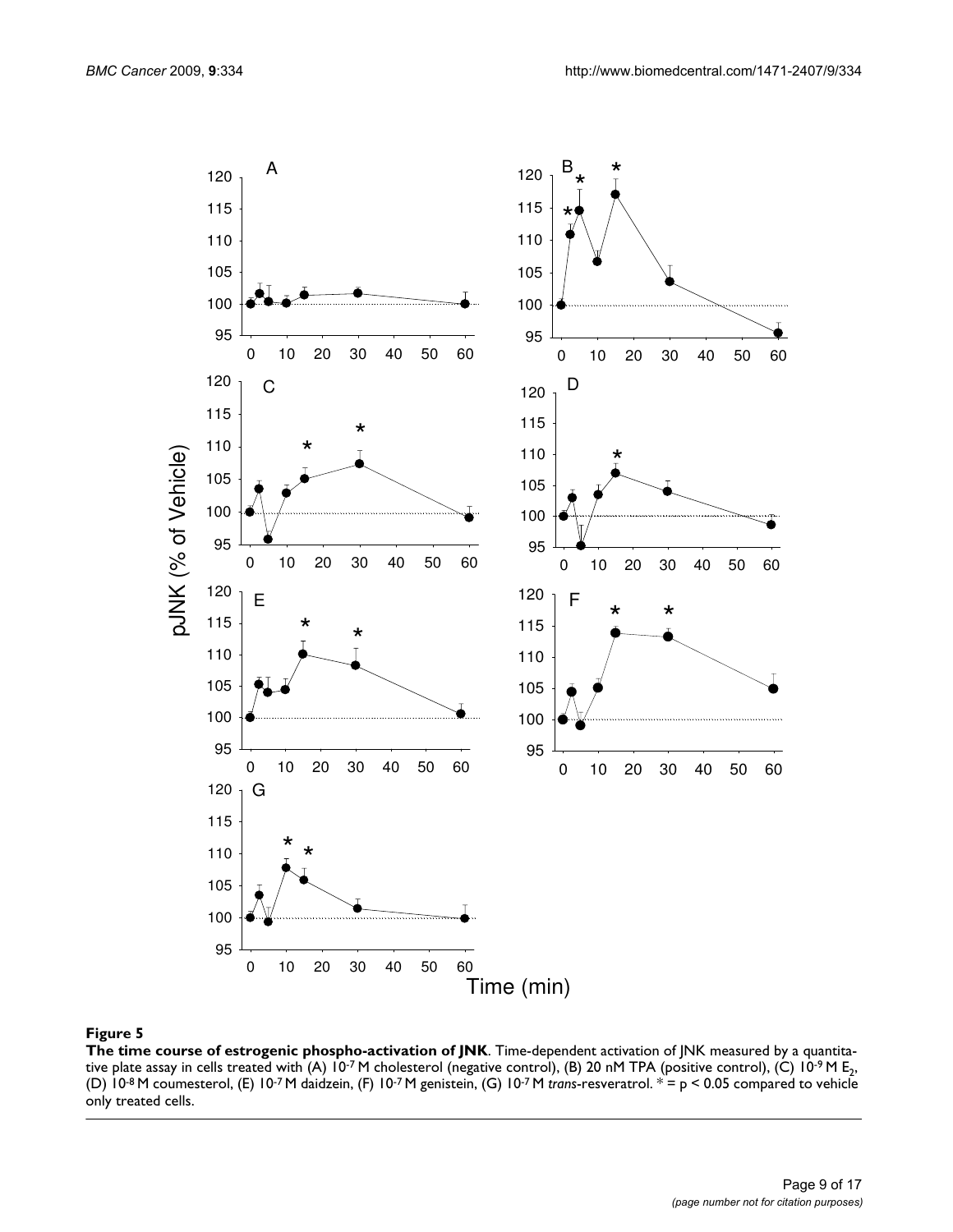**Figure 5**

**The time course of estrogenic phospho-activation of JNK**. Time-dependent activation of JNK measured by a quantitative plate assay in cells treated with (A) $10^{-7}$ M cholesterol (negative control), (B) 20 nM TPA (positive control), (C) $10^{-9}$ M $E_2$, (D) $10^{-8}$ M coumesterol, (E) $10^{-7}$ M daidzein, (F) $10^{-7}$ M genistein, (G) $10^{-7}$ M *trans*-resveratrol. * = $p < 0.05$ compared to vehicle only treated cells.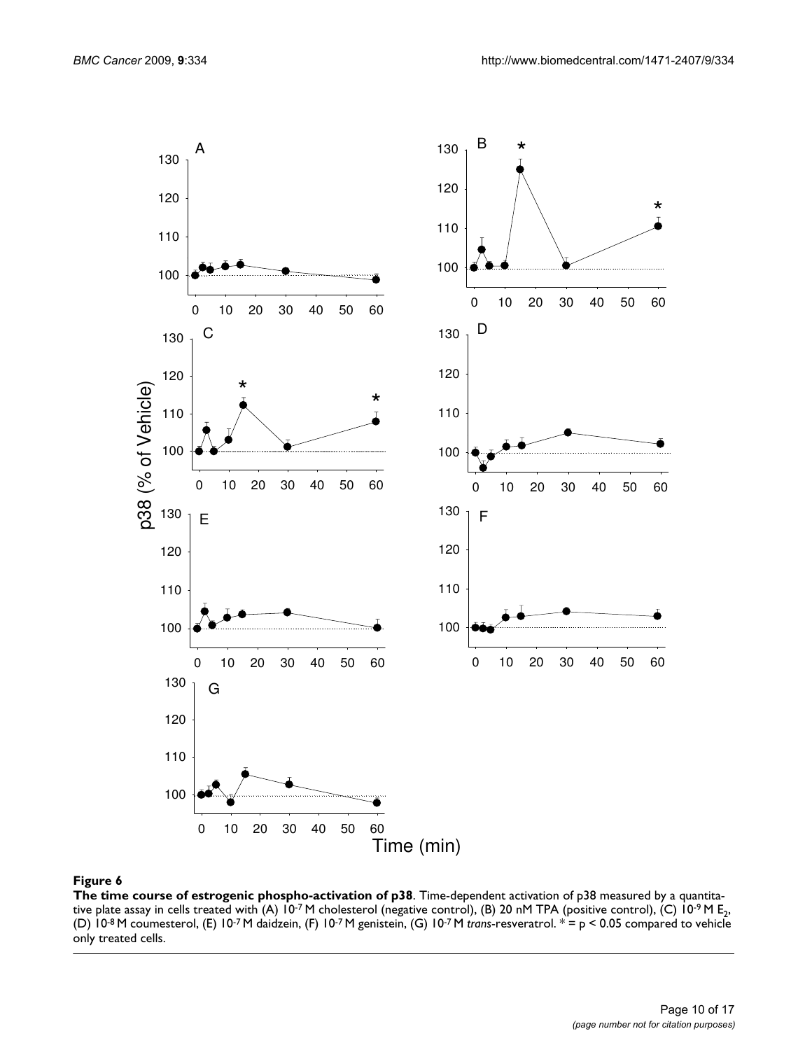**Figure 6**

**The time course of estrogenic phospho-activation of p38**. Time-dependent activation of p38 measured by a quantitative plate assay in cells treated with (A) $10^{-7}$ M cholesterol (negative control), (B) 20 nM TPA (positive control), (C) $10^{-9}$ M $E_2$, (D) $10^{-8}$ M coumesterol, (E) $10^{-7}$ M daidzein, (F) $10^{-7}$ M genistein, (G) $10^{-7}$ M *trans*-resveratrol. * = $p < 0.05$ compared to vehicle only treated cells.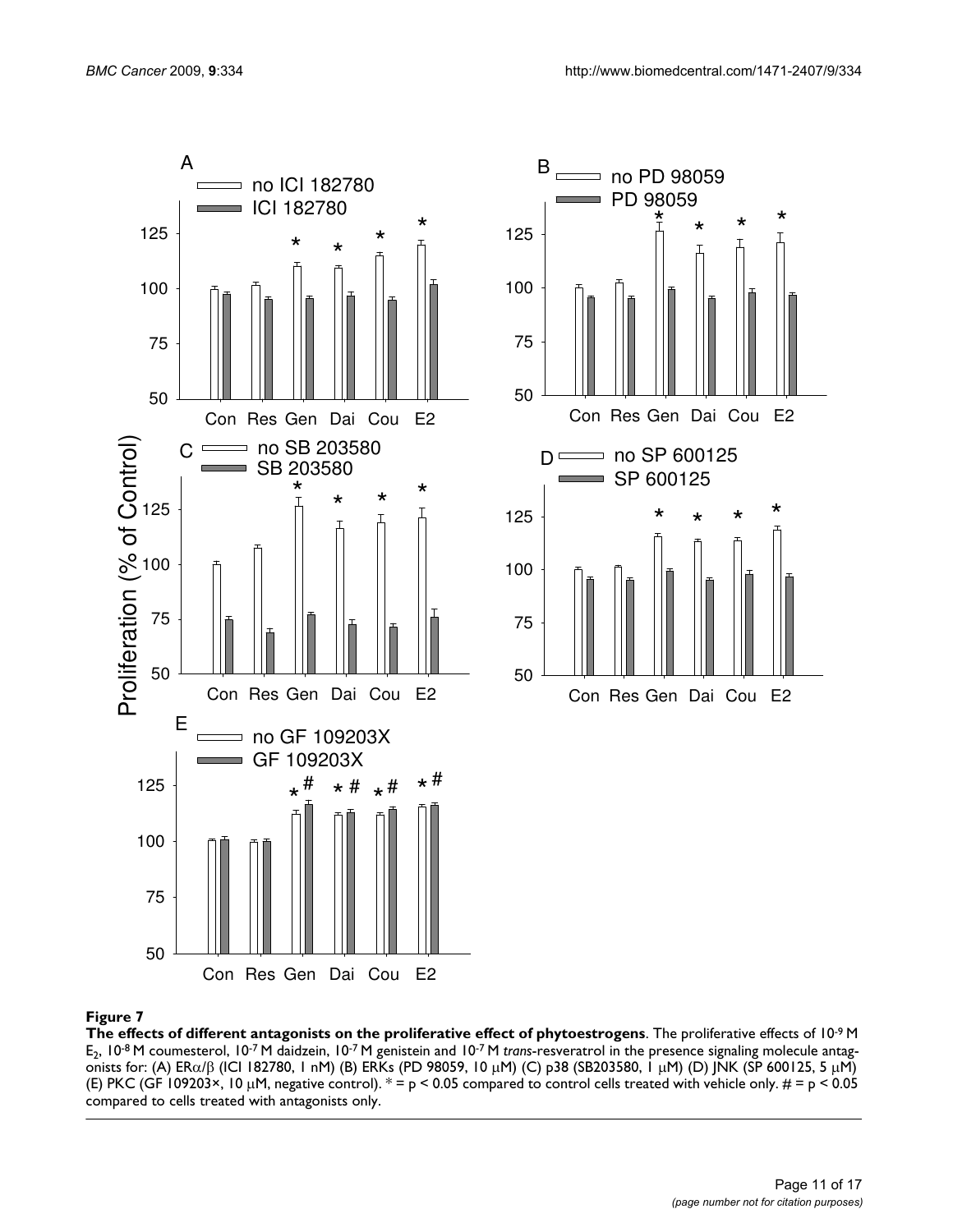**Figure 7**

**The effects of different antagonists on the proliferative effect of phytoestrogens**. The proliferative effects of $10^{-9}$ M $E_2$, $10^{-8}$ M coumesterol, $10^{-7}$ M daidzein, $10^{-7}$ M genistein and $10^{-7}$ M *trans*-resveratrol in the presence signaling molecule antagonists for: (A) ER$\alpha$/$\beta$ (ICI 182780, 1 nM) (B) ERKs (PD 98059, 10 $\mu$M) (C) p38 (SB203580, 1 $\mu$M) (D) JNK (SP 600125, 5 $\mu$M) (E) PKC (GF 109203×, 10 $\mu$M, negative control). * = $p < 0.05$ compared to control cells treated with vehicle only. # = $p < 0.05$ compared to cells treated with antagonists only.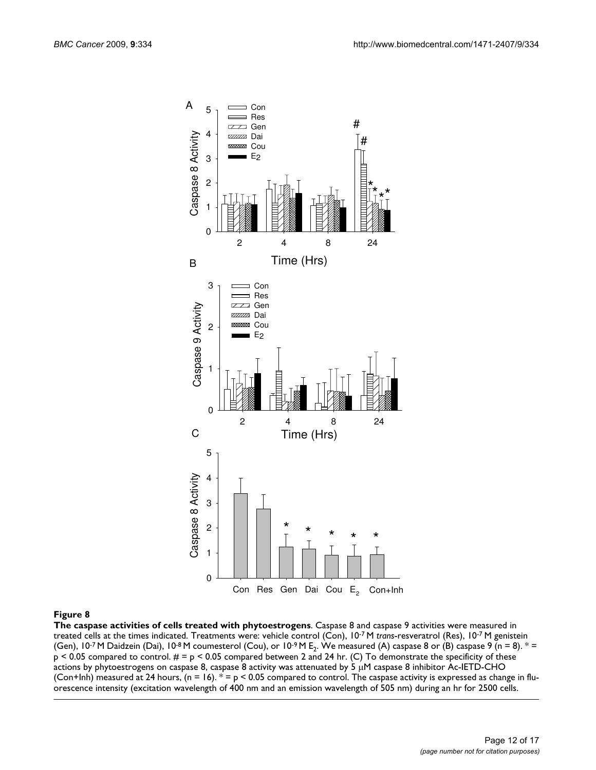**Figure 8**

**The caspase activities of cells treated with phytoestrogens**. Caspase 8 and caspase 9 activities were measured in treated cells at the times indicated. Treatments were: vehicle control (Con), $10^{-7}$ M *trans*-resveratrol (Res), $10^{-7}$ M genistein (Gen), $10^{-7}$ M Daidzein (Dai), $10^{-8}$ M coumesterol (Cou), or $10^{-9}$ M $E_2$. We measured (A) caspase 8 or (B) caspase 9 (n = 8). * = $p < 0.05$ compared to control. # = $p < 0.05$ compared between 2 and 24 hr. (C) To demonstrate the specificity of these actions by phytoestrogens on caspase 8, caspase 8 activity was attenuated by 5 μM caspase 8 inhibitor Ac-IETD-CHO (Con+Inh) measured at 24 hours, (n = 16). * = $p < 0.05$ compared to control. The caspase activity is expressed as change in fluorescence intensity (excitation wavelength of 400 nm and an emission wavelength of 505 nm) during an hr for 2500 cells.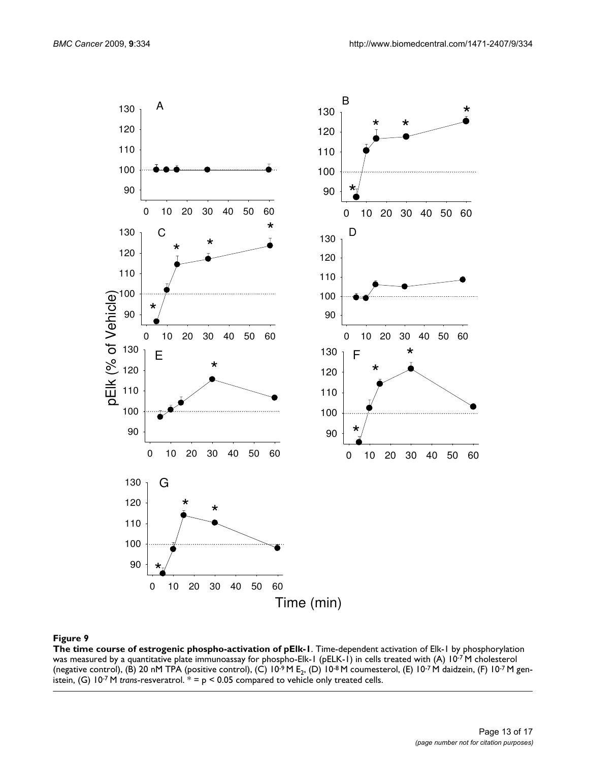**Figure 9**

**The time course of estrogenic phospho-activation of pElk-1**. Time-dependent activation of Elk-1 by phosphorylation was measured by a quantitative plate immunoassay for phospho-Elk-1 (pELK-1) in cells treated with (A) $10^{-7}$ M cholesterol (negative control), (B) 20 nM TPA (positive control), (C) $10^{-9}$ M $E_2$, (D) $10^{-8}$ M coumesterol, (E) $10^{-7}$ M daidzein, (F) $10^{-7}$ M genistein, (G) $10^{-7}$ M *trans*-resveratrol. * = $p < 0.05$ compared to vehicle only treated cells.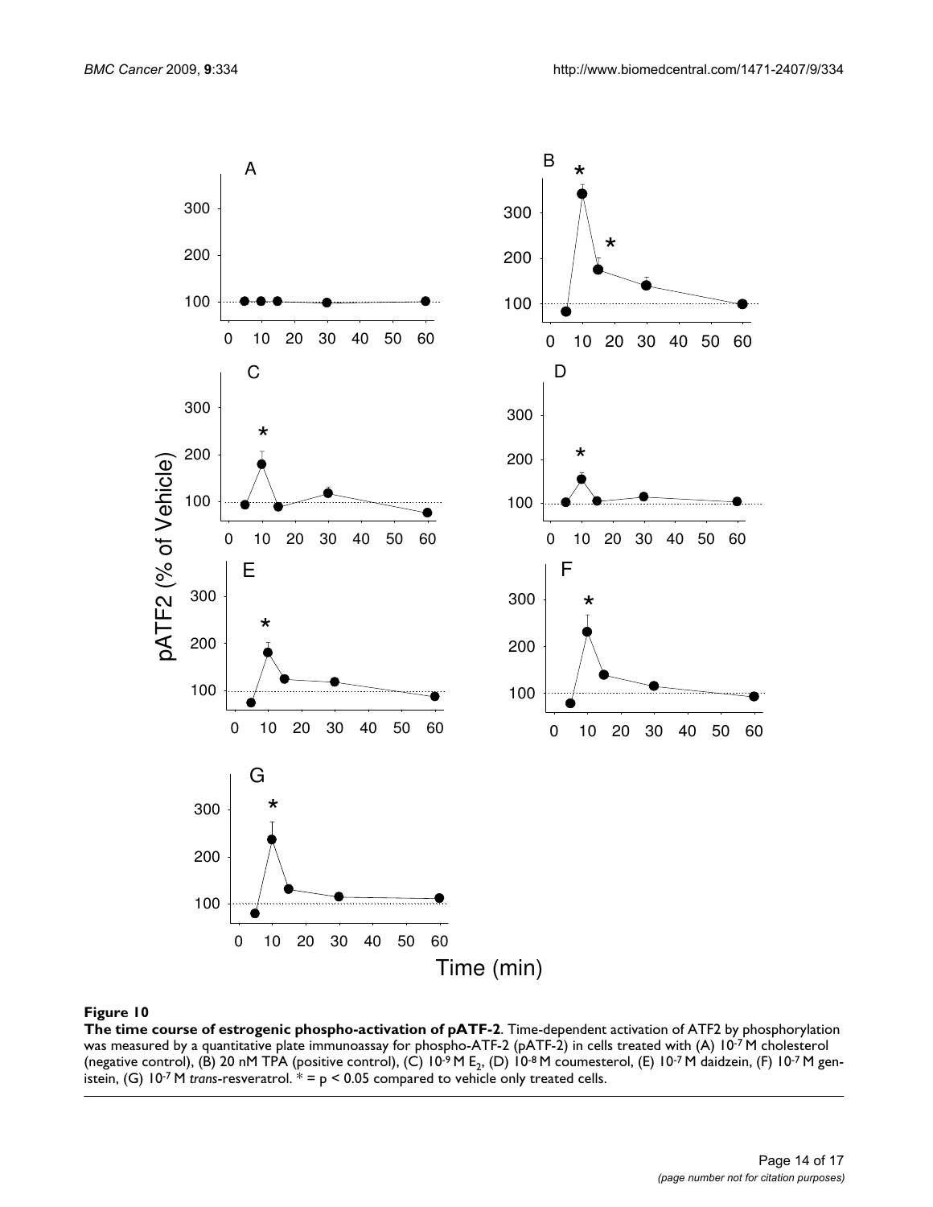**Figure 10**

**The time course of estrogenic phospho-activation of pATF-2**. Time-dependent activation of ATF2 by phosphorylation was measured by a quantitative plate immunoassay for phospho-ATF-2 (pATF-2) in cells treated with (A) $10^{-7}$ M cholesterol (negative control), (B) 20 nM TPA (positive control), (C) $10^{-9}$ M $E_2$, (D) $10^{-8}$ M coumesterol, (E) $10^{-7}$ M daidzein, (F) $10^{-7}$ M genistein, (G) $10^{-7}$ M *trans*-resveratrol. * = $p < 0.05$ compared to vehicle only treated cells.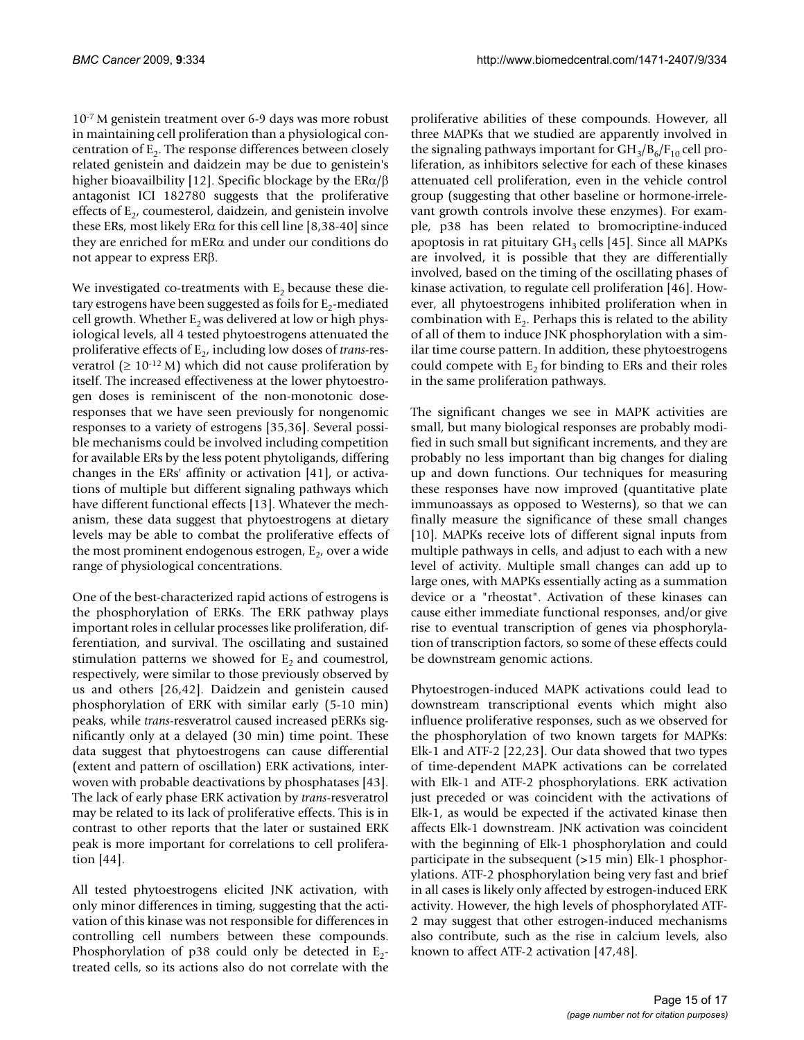$10^{-7}$ M genistein treatment over 6-9 days was more robust in maintaining cell proliferation than a physiological concentration of $E_2$. The response differences between closely related genistein and daidzein may be due to genistein's higher bioavailbility [12]. Specific blockage by the ER$\alpha$/$\beta$ antagonist ICI 182780 suggests that the proliferative effects of $E_2$, coumesterol, daidzein, and genistein involve these ERs, most likely ER$\alpha$ for this cell line [8,38-40] since they are enriched for mER$\alpha$ and under our conditions do not appear to express ER$\beta$.

We investigated co-treatments with $E_2$ because these dietary estrogens have been suggested as foils for $E_2$-mediated cell growth. Whether $E_2$ was delivered at low or high physiological levels, all 4 tested phytoestrogens attenuated the proliferative effects of $E_2$, including low doses of *trans*-resveratrol ($\geq 10^{-12}$ M) which did not cause proliferation by itself. The increased effectiveness at the lower phytoestrogen doses is reminiscent of the non-monotonic dose-responses that we have seen previously for nongenomic responses to a variety of estrogens [35,36]. Several possible mechanisms could be involved including competition for available ERs by the less potent phytoligands, differing changes in the ERs' affinity or activation [41], or activations of multiple but different signaling pathways which have different functional effects [13]. Whatever the mechanism, these data suggest that phytoestrogens at dietary levels may be able to combat the proliferative effects of the most prominent endogenous estrogen, $E_2$, over a wide range of physiological concentrations.

One of the best-characterized rapid actions of estrogens is the phosphorylation of ERKs. The ERK pathway plays important roles in cellular processes like proliferation, differentiation, and survival. The oscillating and sustained stimulation patterns we showed for $E_2$ and coumestrol, respectively, were similar to those previously observed by us and others [26,42]. Daidzein and genistein caused phosphorylation of ERK with similar early (5-10 min) peaks, while *trans*-resveratrol caused increased pERKs significantly only at a delayed (30 min) time point. These data suggest that phytoestrogens can cause differential (extent and pattern of oscillation) ERK activations, interwoven with probable deactivations by phosphatases [43]. The lack of early phase ERK activation by *trans*-resveratrol may be related to its lack of proliferative effects. This is in contrast to other reports that the later or sustained ERK peak is more important for correlations to cell proliferation [44].

All tested phytoestrogens elicited JNK activation, with only minor differences in timing, suggesting that the activation of this kinase was not responsible for differences in controlling cell numbers between these compounds. Phosphorylation of p38 could only be detected in $E_2$-treated cells, so its actions also do not correlate with the proliferative abilities of these compounds. However, all three MAPKs that we studied are apparently involved in the signaling pathways important for $GH_3/B_6/F_{10}$ cell proliferation, as inhibitors selective for each of these kinases attenuated cell proliferation, even in the vehicle control group (suggesting that other baseline or hormone-irrelevant growth controls involve these enzymes). For example, p38 has been related to bromocriptine-induced apoptosis in rat pituitary $GH_3$ cells [45]. Since all MAPKs are involved, it is possible that they are differentially involved, based on the timing of the oscillating phases of kinase activation, to regulate cell proliferation [46]. However, all phytoestrogens inhibited proliferation when in combination with $E_2$. Perhaps this is related to the ability of all of them to induce JNK phosphorylation with a similar time course pattern. In addition, these phytoestrogens could compete with $E_2$ for binding to ERs and their roles in the same proliferation pathways.

The significant changes we see in MAPK activities are small, but many biological responses are probably modified in such small but significant increments, and they are probably no less important than big changes for dialing up and down functions. Our techniques for measuring these responses have now improved (quantitative plate immunoassays as opposed to Westerns), so that we can finally measure the significance of these small changes [10]. MAPKs receive lots of different signal inputs from multiple pathways in cells, and adjust to each with a new level of activity. Multiple small changes can add up to large ones, with MAPKs essentially acting as a summation device or a "rheostat". Activation of these kinases can cause either immediate functional responses, and/or give rise to eventual transcription of genes via phosphorylation of transcription factors, so some of these effects could be downstream genomic actions.

Phytoestrogen-induced MAPK activations could lead to downstream transcriptional events which might also influence proliferative responses, such as we observed for the phosphorylation of two known targets for MAPKs: Elk-1 and ATF-2 [22,23]. Our data showed that two types of time-dependent MAPK activations can be correlated with Elk-1 and ATF-2 phosphorylations. ERK activation just preceded or was coincident with the activations of Elk-1, as would be expected if the activated kinase then affects Elk-1 downstream. JNK activation was coincident with the beginning of Elk-1 phosphorylation and could participate in the subsequent (>15 min) Elk-1 phosphorylations. ATF-2 phosphorylation being very fast and brief in all cases is likely only affected by estrogen-induced ERK activity. However, the high levels of phosphorylated ATF-2 may suggest that other estrogen-induced mechanisms also contribute, such as the rise in calcium levels, also known to affect ATF-2 activation [47,48].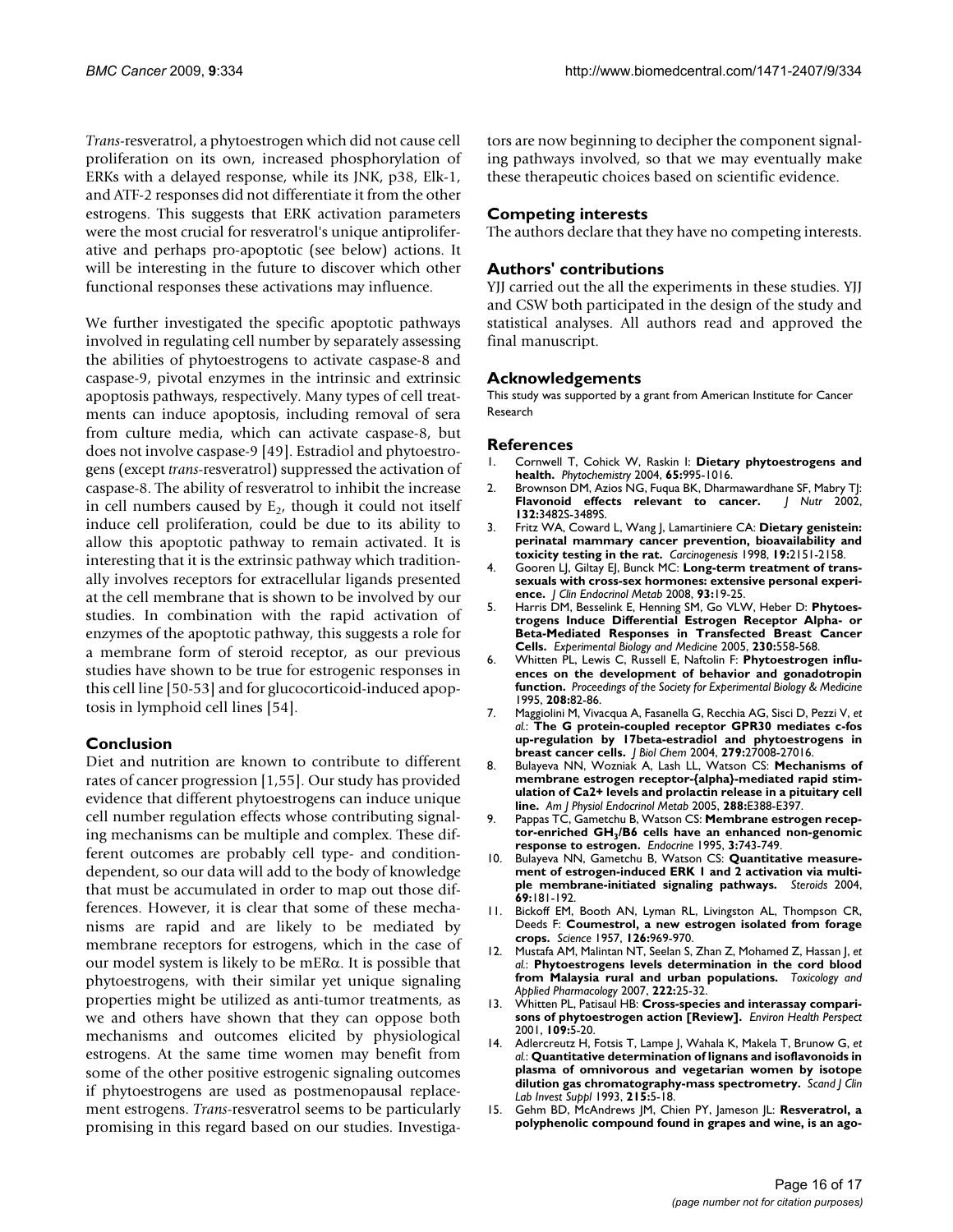*Trans*-resveratrol, a phytoestrogen which did not cause cell proliferation on its own, increased phosphorylation of ERKs with a delayed response, while its JNK, p38, Elk-1, and ATF-2 responses did not differentiate it from the other estrogens. This suggests that ERK activation parameters were the most crucial for resveratrol's unique antiproliferative and perhaps pro-apoptotic (see below) actions. It will be interesting in the future to discover which other functional responses these activations may influence.

We further investigated the specific apoptotic pathways involved in regulating cell number by separately assessing the abilities of phytoestrogens to activate caspase-8 and caspase-9, pivotal enzymes in the intrinsic and extrinsic apoptosis pathways, respectively. Many types of cell treatments can induce apoptosis, including removal of sera from culture media, which can activate caspase-8, but does not involve caspase-9 [49]. Estradiol and phytoestrogens (except *trans*-resveratrol) suppressed the activation of caspase-8. The ability of resveratrol to inhibit the increase in cell numbers caused by $E_2$, though it could not itself induce cell proliferation, could be due to its ability to allow this apoptotic pathway to remain activated. It is interesting that it is the extrinsic pathway which traditionally involves receptors for extracellular ligands presented at the cell membrane that is shown to be involved by our studies. In combination with the rapid activation of enzymes of the apoptotic pathway, this suggests a role for a membrane form of steroid receptor, as our previous studies have shown to be true for estrogenic responses in this cell line [50-53] and for glucocorticoid-induced apoptosis in lymphoid cell lines [54].

## Conclusion

Diet and nutrition are known to contribute to different rates of cancer progression [1,55]. Our study has provided evidence that different phytoestrogens can induce unique cell number regulation effects whose contributing signaling mechanisms can be multiple and complex. These different outcomes are probably cell type- and condition-dependent, so our data will add to the body of knowledge that must be accumulated in order to map out those differences. However, it is clear that some of these mechanisms are rapid and are likely to be mediated by membrane receptors for estrogens, which in the case of our model system is likely to be mER$\alpha$. It is possible that phytoestrogens, with their similar yet unique signaling properties might be utilized as anti-tumor treatments, as we and others have shown that they can oppose both mechanisms and outcomes elicited by physiological estrogens. At the same time women may benefit from some of the other positive estrogenic signaling outcomes if phytoestrogens are used as postmenopausal replacement estrogens. *Trans*-resveratrol seems to be particularly promising in this regard based on our studies. Investigators are now beginning to decipher the component signaling pathways involved, so that we may eventually make these therapeutic choices based on scientific evidence.

## Competing interests

The authors declare that they have no competing interests.

## Authors' contributions

YJJ carried out the all the experiments in these studies. YJJ and CSW both participated in the design of the study and statistical analyses. All authors read and approved the final manuscript.

## Acknowledgements

This study was supported by a grant from American Institute for Cancer Research

## References

1. Cornwell T, Cohick W, Raskin I: **Dietary phytoestrogens and health.** *Phytochemistry* 2004, **65:**995-1016.
2. Brownson DM, Azios NG, Fuqua BK, Dharmawardhane SF, Mabry TJ: **Flavonoid effects relevant to cancer.** *J Nutr* 2002, **132:**3482S-3489S.
3. Fritz WA, Coward L, Wang J, Lamartiniere CA: **Dietary genistein: perinatal mammary cancer prevention, bioavailability and toxicity testing in the rat.** *Carcinogenesis* 1998, **19:**2151-2158.
4. Gooren LJ, Giltay EJ, Bunck MC: **Long-term treatment of transsexuals with cross-sex hormones: extensive personal experience.** *J Clin Endocrinol Metab* 2008, **93:**19-25.
5. Harris DM, Besselink E, Henning SM, Go VLW, Heber D: **Phytoestrogens Induce Differential Estrogen Receptor Alpha- or Beta-Mediated Responses in Transfected Breast Cancer Cells.** *Experimental Biology and Medicine* 2005, **230:**558-568.
6. Whitten PL, Lewis C, Russell E, Naftolin F: **Phytoestrogen influences on the development of behavior and gonadotropin function.** *Proceedings of the Society for Experimental Biology & Medicine* 1995, **208:**82-86.
7. Maggiolini M, Vivacqua A, Fasanella G, Recchia AG, Sisci D, Pezzi V, *et al.*: **The G protein-coupled receptor GPR30 mediates c-fos up-regulation by 17beta-estradiol and phytoestrogens in breast cancer cells.** *J Biol Chem* 2004, **279:**27008-27016.
8. Bulayeva NN, Wozniak A, Lash LL, Watson CS: **Mechanisms of membrane estrogen receptor-{alpha}-mediated rapid stimulation of Ca2+ levels and prolactin release in a pituitary cell line.** *Am J Physiol Endocrinol Metab* 2005, **288:**E388-E397.
9. Pappas TC, Gametchu B, Watson CS: **Membrane estrogen receptor-enriched $GH_3$/B6 cells have an enhanced non-genomic response to estrogen.** *Endocrine* 1995, **3:**743-749.
10. Bulayeva NN, Gametchu B, Watson CS: **Quantitative measurement of estrogen-induced ERK 1 and 2 activation via multiple membrane-initiated signaling pathways.** *Steroids* 2004, **69:**181-192.
11. Bickoff EM, Booth AN, Lyman RL, Livingston AL, Thompson CR, Deeds F: **Coumestrol, a new estrogen isolated from forage crops.** *Science* 1957, **126:**969-970.
12. Mustafa AM, Malintan NT, Seelan S, Zhan Z, Mohamed Z, Hassan J, *et al.*: **Phytoestrogens levels determination in the cord blood from Malaysia rural and urban populations.** *Toxicology and Applied Pharmacology* 2007, **222:**25-32.
13. Whitten PL, Patisaul HB: **Cross-species and interassay comparisons of phytoestrogen action [Review].** *Environ Health Perspect* 2001, **109:**5-20.
14. Adlercreutz H, Fotsis T, Lampe J, Wahala K, Makela T, Brunow G, *et al.*: **Quantitative determination of lignans and isoflavonoids in plasma of omnivorous and vegetarian women by isotope dilution gas chromatography-mass spectrometry.** *Scand J Clin Lab Invest Suppl* 1993, **215:**5-18.
15. Gehm BD, McAndrews JM, Chien PY, Jameson JL: **Resveratrol, a polyphenolic compound found in grapes and wine, is an ago-**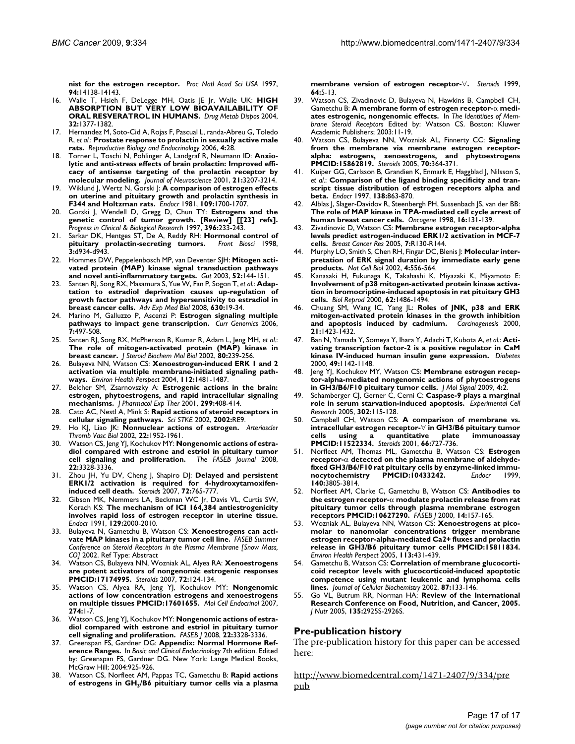**nist for the estrogen receptor.** *Proc Natl Acad Sci USA* 1997, **94:**14138-14143.

16. Walle T, Hsieh F, DeLegge MH, Oatis JE Jr, Walle UK: **HIGH ABSORPTION BUT VERY LOW BIOAVAILABILITY OF ORAL RESVERATROL IN HUMANS.** *Drug Metab Dispos* 2004, **32:**1377-1382.
17. Hernandez M, Soto-Cid A, Rojas F, Pascual L, randa-Abreu G, Toledo R, *et al.*: **Prostate response to prolactin in sexually active male rats.** *Reproductive Biology and Endocrinology* 2006, **4:**28.
18. Torner L, Toschi N, Pohlinger A, Landgraf R, Neumann ID: **Anxiolytic and anti-stress effects of brain prolactin: Improved efficacy of antisense targeting of the prolactin receptor by molecular modeling.** *Journal of Neuroscience* 2001, **21:**3207-3214.
19. Wiklund J, Wertz N, Gorski J: **A comparison of estrogen effects on uterine and pituitary growth and prolactin synthesis in F344 and Holtzman rats.** *Endocr* 1981, **109:**1700-1707.
20. Gorski J, Wendell D, Gregg D, Chun TY: **Estrogens and the genetic control of tumor growth. [Review] [[23] refs].** *Progress in Clinical & Biological Research* 1997, **396:**233-243.
21. Sarkar DK, Hentges ST, De A, Reddy RH: **Hormonal control of pituitary prolactin-secreting tumors.** *Front Biosci* 1998, **3:**d934-d943.
22. Hommes DW, Peppelenbosch MP, van Deventer SJH: **Mitogen activated protein (MAP) kinase signal transduction pathways and novel anti-inflammatory targets.** *Gut* 2003, **52:**144-151.
23. Santen RJ, Song RX, Masamura S, Yue W, Fan P, Sogon T, *et al.*: **Adaptation to estradiol deprivation causes up-regulation of growth factor pathways and hypersensitivity to estradiol in breast cancer cells.** *Adv Exp Med Biol* 2008, **630:**19-34.
24. Marino M, Galluzzo P, Ascenzi P: **Estrogen signaling multiple pathways to impact gene transcription.** *Curr Genomics* 2006, **7:**497-508.
25. Santen RJ, Song RX, McPherson R, Kumar R, Adam L, Jeng MH, *et al.*: **The role of mitogen-activated protein (MAP) kinase in breast cancer.** *J Steroid Biochem Mol Biol* 2002, **80:**239-256.
26. Bulayeva NN, Watson CS: **Xenoestrogen-induced ERK 1 and 2 activation via multiple membrane-initiated signaling pathways.** *Environ Health Perspect* 2004, **112:**1481-1487.
27. Belcher SM, Zsarnovszky A: **Estrogenic actions in the brain: estrogen, phytoestrogens, and rapid intracellular signaling mechanisms.** *J Pharmacol Exp Ther* 2001, **299:**408-414.
28. Cato AC, Nestl A, Mink S: **Rapid actions of steroid receptors in cellular signaling pathways.** *Sci STKE* 2002, **2002:**RE9.
29. Ho KJ, Liao JK: **Nonnuclear actions of estrogen.** *Arterioscler Thromb Vasc Biol* 2002, **22:**1952-1961.
30. Watson CS, Jeng YJ, Kochukov MY: **Nongenomic actions of estradiol compared with estrone and estriol in pituitary tumor cell signaling and proliferation.** *The FASEB Journal* 2008, **22:**3328-3336.
31. Zhou JH, Yu DV, Cheng J, Shapiro DJ: **Delayed and persistent ERK1/2 activation is required for 4-hydroxytamoxifen-induced cell death.** *Steroids* 2007, **72:**765-777.
32. Gibson MK, Nemmers LA, Beckman WC Jr, Davis VL, Curtis SW, Korach KS: **The mechanism of ICI 164,384 antiestrogenicity involves rapid loss of estrogen receptor in uterine tissue.** *Endocr* 1991, **129:**2000-2010.
33. Bulayeva N, Gametchu B, Watson CS: **Xenoestrogens can activate MAP kinases in a pituitary tumor cell line.** *FASEB Summer Conference on Steroid Receptors in the Plasma Membrane [Snow Mass, CO]* 2002. Ref Type: Abstract
34. Watson CS, Bulayeva NN, Wozniak AL, Alyea RA: **Xenoestrogens are potent activators of nongenomic estrogenic responses PMCID:17174995.** *Steroids* 2007, **72:**124-134.
35. Watson CS, Alyea RA, Jeng YJ, Kochukov MY: **Nongenomic actions of low concentration estrogens and xenoestrogens on multiple tissues PMCID:17601655.** *Mol Cell Endocrinol* 2007, **274:**1-7.
36. Watson CS, Jeng YJ, Kochukov MY: **Nongenomic actions of estradiol compared with estrone and estriol in pituitary tumor cell signaling and proliferation.** *FASEB J* 2008, **22:**3328-3336.
37. Greenspan FS, Gardner DG: **Appendix: Normal Hormone Reference Ranges.** In *Basic and Clinical Endocrinology* 7th edition. Edited by: Greenspan FS, Gardner DG. New York: Lange Medical Books, McGraw Hill; 2004:925-926.
38. Watson CS, Norfleet AM, Pappas TC, Gametchu B: **Rapid actions of estrogens in $GH_3$/B6 pituitary tumor cells via a plasma membrane version of estrogen receptor-∀.** *Steroids* 1999, **64:**5-13.
39. Watson CS, Zivadinovic D, Bulayeva N, Hawkins B, Campbell CH, Gametchu B: **A membrane form of estrogen receptor-α mediates estrogenic, nongenomic effects.** In *The Identitities of Membrane Steroid Receptors* Edited by: Watson CS. Boston: Kluwer Academic Publishers; 2003:11-19.
40. Watson CS, Bulayeva NN, Wozniak AL, Finnerty CC: **Signaling from the membrane via membrane estrogen receptor-alpha: estrogens, xenoestrogens, and phytoestrogens PMCID:15862819.** *Steroids* 2005, **70:**364-371.
41. Kuiper GG, Carlsson B, Grandien K, Enmark E, Haggblad J, Nilsson S, *et al.*: **Comparison of the ligand binding specificity and transcript tissue distribution of estrogen receptors alpha and beta.** *Endocr* 1997, **138:**863-870.
42. Alblas J, Slager-Davidov R, Steenbergh PH, Sussenbach JS, van der BB: **The role of MAP kinase in TPA-mediated cell cycle arrest of human breast cancer cells.** *Oncogene* 1998, **16:**131-139.
43. Zivadinovic D, Watson CS: **Membrane estrogen receptor-alpha levels predict estrogen-induced ERK1/2 activation in MCF-7 cells.** *Breast Cancer Res* 2005, **7:**R130-R144.
44. Murphy LO, Smith S, Chen RH, Fingar DC, Blenis J: **Molecular interpretation of ERK signal duration by immediate early gene products.** *Nat Cell Biol* 2002, **4:**556-564.
45. Kanasaki H, Fukunaga K, Takahashi K, Miyazaki K, Miyamoto E: **Involvement of p38 mitogen-activated protein kinase activation in bromocriptine-induced apoptosis in rat pituitary GH3 cells.** *Biol Reprod* 2000, **62:**1486-1494.
46. Chuang SM, Wang IC, Yang JL: **Roles of JNK, p38 and ERK mitogen-activated protein kinases in the growth inhibition and apoptosis induced by cadmium.** *Carcinogenesis* 2000, **21:**1423-1432.
47. Ban N, Yamada Y, Someya Y, Ihara Y, Adachi T, Kubota A, *et al.*: **Activating transcription factor-2 is a positive regulator in CaM kinase IV-induced human insulin gene expression.** *Diabetes* 2000, **49:**1142-1148.
48. Jeng YJ, Kochukov MY, Watson CS: **Membrane estrogen receptor-alpha-mediated nongenomic actions of phytoestrogens in GH3/B6/F10 pituitary tumor cells.** *J Mol Signal* 2009, **4:**2.
49. Schamberger CJ, Gerner C, Cerni C: **Caspase-9 plays a marginal role in serum starvation-induced apoptosis.** *Experimental Cell Research* 2005, **302:**115-128.
50. Campbell CH, Watson CS: **A comparison of membrane vs. intracellular estrogen receptor-∀ in GH3/B6 pituitary tumor cells using a quantitative plate immunoassay PMCID:11522334.** *Steroids* 2001, **66:**727-736.
51. Norfleet AM, Thomas ML, Gametchu B, Watson CS: **Estrogen receptor-α detected on the plasma membrane of aldehyde-fixed GH3/B6/F10 rat pituitary cells by enzyme-linked immunocytochemistry PMCID:10433242.** *Endocr* 1999, **140:**3805-3814.
52. Norfleet AM, Clarke C, Gametchu B, Watson CS: **Antibodies to the estrogen receptor-α modulate prolactin release from rat pituitary tumor cells through plasma membrane estrogen receptors PMCID:10627290.** *FASEB J* 2000, **14:**157-165.
53. Wozniak AL, Bulayeva NN, Watson CS: **Xenoestrogens at picomolar to nanomolar concentrations trigger membrane estrogen receptor-alpha-mediated Ca2+ fluxes and prolactin release in GH3/B6 pituitary tumor cells PMCID:15811834.** *Environ Health Perspect* 2005, **113:**431-439.
54. Gametchu B, Watson CS: **Correlation of membrane glucocorticoid receptor levels with glucocorticoid-induced apoptotic competence using mutant leukemic and lymphoma cells lines.** *Journal of Cellular Biochemistry* 2002, **87:**133-146.
55. Go VL, Butrum RR, Norman HA: **Review of the International Research Conference on Food, Nutrition, and Cancer, 2005.** *J Nutr* 2005, **135:**2925S-2926S.

## Pre-publication history

The pre-publication history for this paper can be accessed here:

http://www.biomedcentral.com/1471-2407/9/334/prepub